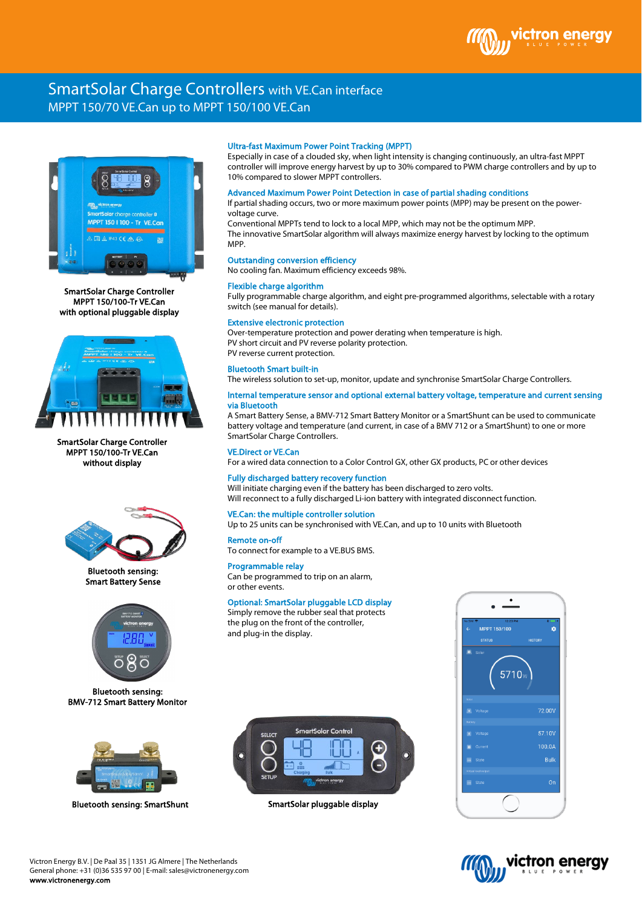# SmartSolar Charge Controllers with VE.Can interface

## MPPT 150/70 VE.Can up to MPPT 150/100 VE.Can

SmartSolar Charge Controller
MPPT 150/100-Tr VE.Can
with optional pluggable display

SmartSolar Charge Controller
MPPT 150/100-Tr VE.Can
without display

Bluetooth sensing:
Smart Battery Sense

Bluetooth sensing:
BMV-712 Smart Battery Monitor

Bluetooth sensing: SmartShunt

### Ultra-fast Maximum Power Point Tracking (MPPT)

Especially in case of a clouded sky, when light intensity is changing continuously, an ultra-fast MPPT controller will improve energy harvest by up to 30% compared to PWM charge controllers and by up to 10% compared to slower MPPT controllers.

### Advanced Maximum Power Point Detection in case of partial shading conditions

If partial shading occurs, two or more maximum power points (MPP) may be present on the power-voltage curve.
Conventional MPPTs tend to lock to a local MPP, which may not be the optimum MPP.
The innovative SmartSolar algorithm will always maximize energy harvest by locking to the optimum MPP.

### Outstanding conversion efficiency

No cooling fan. Maximum efficiency exceeds 98%.

### Flexible charge algorithm

Fully programmable charge algorithm, and eight pre-programmed algorithms, selectable with a rotary switch (see manual for details).

### Extensive electronic protection

Over-temperature protection and power derating when temperature is high.
PV short circuit and PV reverse polarity protection.
PV reverse current protection.

### Bluetooth Smart built-in

The wireless solution to set-up, monitor, update and synchronise SmartSolar Charge Controllers.

### Internal temperature sensor and optional external battery voltage, temperature and current sensing via Bluetooth

A Smart Battery Sense, a BMV-712 Smart Battery Monitor or a SmartShunt can be used to communicate battery voltage and temperature (and current, in case of a BMV 712 or a SmartShunt) to one or more SmartSolar Charge Controllers.

### VE.Direct or VE.Can

For a wired data connection to a Color Control GX, other GX products, PC or other devices

### Fully discharged battery recovery function

Will initiate charging even if the battery has been discharged to zero volts.
Will reconnect to a fully discharged Li-ion battery with integrated disconnect function.

### VE.Can: the multiple controller solution

Up to 25 units can be synchronised with VE.Can, and up to 10 units with Bluetooth

### Remote on-off

To connect for example to a VE.BUS BMS.

### Programmable relay

Can be programmed to trip on an alarm,
or other events.

### Optional: SmartSolar pluggable LCD display

Simply remove the rubber seal that protects
the plug on the front of the controller,
and plug-in the display.

SmartSolar pluggable display

Victron Energy B.V. | De Paal 35 | 1351 JG Almere | The Netherlands
General phone: +31 (0)36 535 97 00 | E-mail: sales@victronenergy.com
**www.victronenergy.com**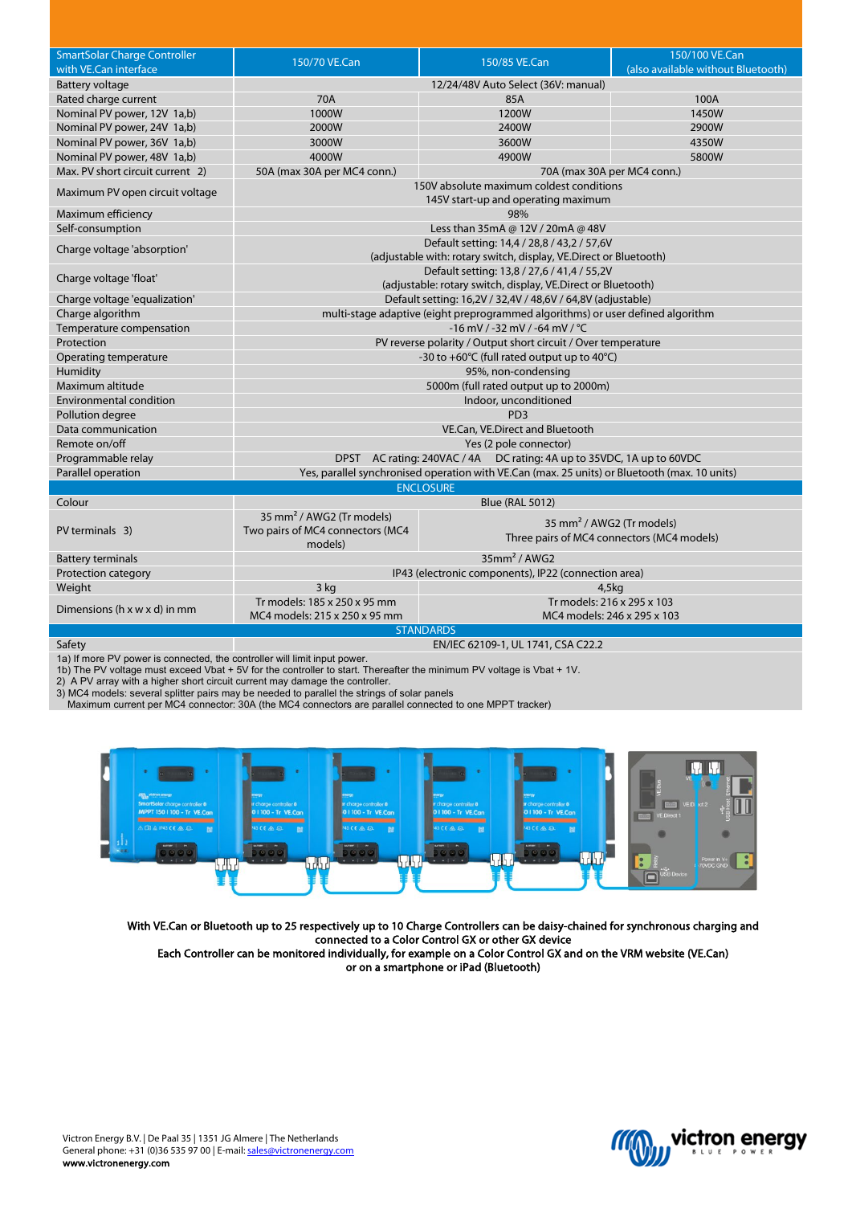| SmartSolar Charge Controller with VE.Can interface | 150/70 VE.Can | 150/85 VE.Can | 150/100 VE.Can (also available without Bluetooth) |
|---|---|---|---|
| Battery voltage | 12/24/48V Auto Select (36V: manual) | | |
| Rated charge current | 70A | 85A | 100A |
| Nominal PV power, 12V 1a,b) | 1000W | 1200W | 1450W |
| Nominal PV power, 24V 1a,b) | 2000W | 2400W | 2900W |
| Nominal PV power, 36V 1a,b) | 3000W | 3600W | 4350W |
| Nominal PV power, 48V 1a,b) | 4000W | 4900W | 5800W |
| Max. PV short circuit current 2) | 50A (max 30A per MC4 conn.) | 70A (max 30A per MC4 conn.) | |
| Maximum PV open circuit voltage | 150V absolute maximum coldest conditions 145V start-up and operating maximum | | |
| Maximum efficiency | 98% | | |
| Self-consumption | Less than 35mA @ 12V / 20mA @ 48V | | |
| Charge voltage 'absorption' | Default setting: 14,4 / 28,8 / 43,2 / 57,6V (adjustable with: rotary switch, display, VE.Direct or Bluetooth) | | |
| Charge voltage 'float' | Default setting: 13,8 / 27,6 / 41,4 / 55,2V (adjustable: rotary switch, display, VE.Direct or Bluetooth) | | |
| Charge voltage 'equalization' | Default setting: 16,2V / 32,4V / 48,6V / 64,8V (adjustable) | | |
| Charge algorithm | multi-stage adaptive (eight preprogrammed algorithms) or user defined algorithm | | |
| Temperature compensation | -16 mV / -32 mV / -64 mV / °C | | |
| Protection | PV reverse polarity / Output short circuit / Over temperature | | |
| Operating temperature | -30 to +60°C (full rated output up to 40°C) | | |
| Humidity | 95%, non-condensing | | |
| Maximum altitude | 5000m (full rated output up to 2000m) | | |
| Environmental condition | Indoor, unconditioned | | |
| Pollution degree | PD3 | | |
| Data communication | VE.Can, VE.Direct and Bluetooth | | |
| Remote on/off | Yes (2 pole connector) | | |
| Programmable relay | DPST AC rating: 240VAC / 4A DC rating: 4A up to 35VDC, 1A up to 60VDC | | |
| Parallel operation | Yes, parallel synchronised operation with VE.Can (max. 25 units) or Bluetooth (max. 10 units) | | |
| **ENCLOSURE** | | | |
| Colour | Blue (RAL 5012) | | |
| PV terminals 3) | 35 mm² / AWG2 (Tr models) Two pairs of MC4 connectors (MC4 models) | 35 mm² / AWG2 (Tr models) Three pairs of MC4 connectors (MC4 models) | |
| Battery terminals | 35mm² / AWG2 | | |
| Protection category | IP43 (electronic components), IP22 (connection area) | | |
| Weight | 3 kg | 4,5kg | |
| Dimensions (h x w x d) in mm | Tr models: 185 x 250 x 95 mm MC4 models: 215 x 250 x 95 mm | Tr models: 216 x 295 x 103 MC4 models: 246 x 295 x 103 | |
| **STANDARDS** | | | |
| Safety | EN/IEC 62109-1, UL 1741, CSA C22.2 | | |

1a) If more PV power is connected, the controller will limit input power.
1b) The PV voltage must exceed Vbat + 5V for the controller to start. Thereafter the minimum PV voltage is Vbat + 1V.
2) A PV array with a higher short circuit current may damage the controller.
3) MC4 models: several splitter pairs may be needed to parallel the strings of solar panels
Maximum current per MC4 connector: 30A (the MC4 connectors are parallel connected to one MPPT tracker)

**With VE.Can or Bluetooth up to 25 respectively up to 10 Charge Controllers can be daisy-chained for synchronous charging and connected to a Color Control GX or other GX device**
**Each Controller can be monitored individually, for example on a Color Control GX and on the VRM website (VE.Can) or on a smartphone or iPad (Bluetooth)**

Victron Energy B.V. | De Paal 35 | 1351 JG Almere | The Netherlands
General phone: +31 (0)36 535 97 00 | E-mail: sales@victronenergy.com
**www.victronenergy.com**